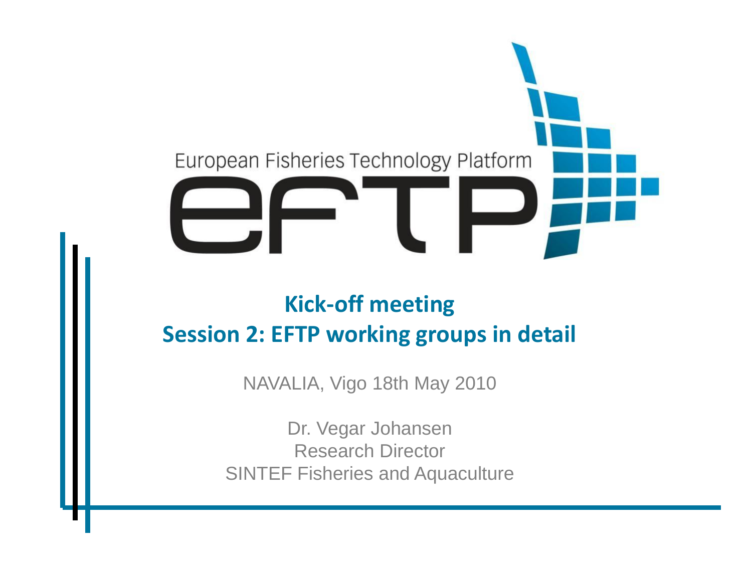European Fisheries Technology Platform

eFTP

# Kick-off meeting
# Session 2: EFTP working groups in detail

NAVALIA, Vigo 18th May 2010

Dr. Vegar Johansen
Research Director
SINTEF Fisheries and Aquaculture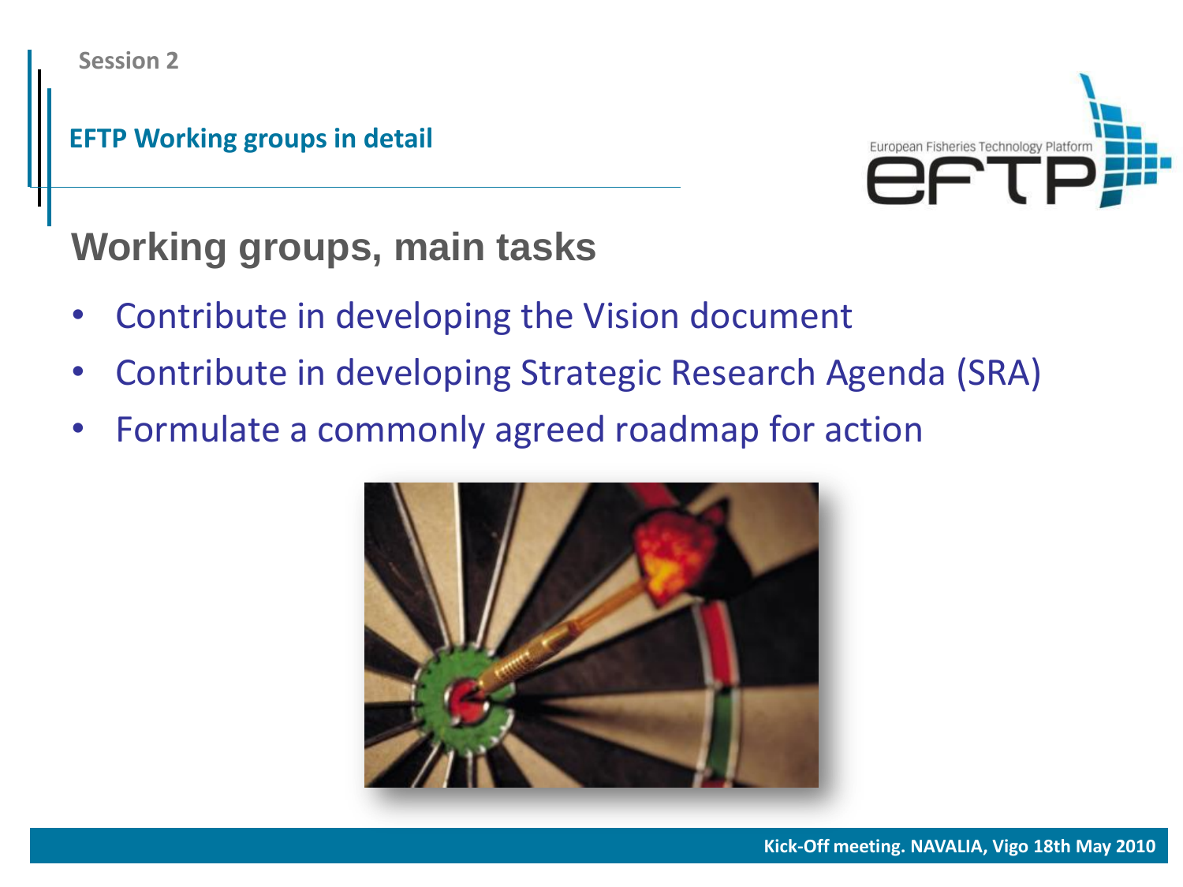Session 2

**EFTP Working groups in detail**

## Working groups, main tasks

- Contribute in developing the Vision document
- Contribute in developing Strategic Research Agenda (SRA)
- Formulate a commonly agreed roadmap for action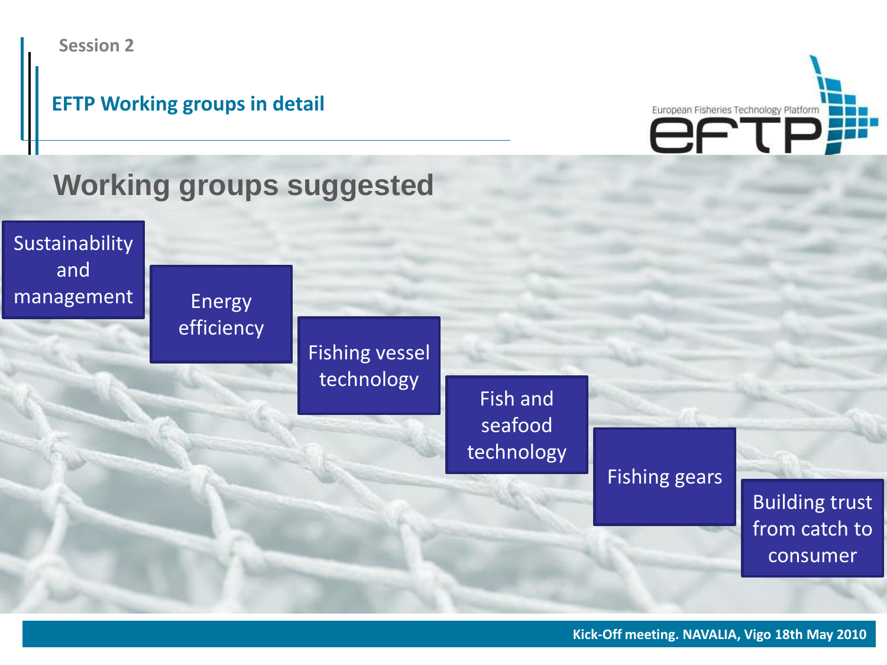Session 2

## EFTP Working groups in detail

# Working groups suggested

- Sustainability and management
- Energy efficiency
- Fishing vessel technology
- Fish and seafood technology
- Fishing gears
- Building trust from catch to consumer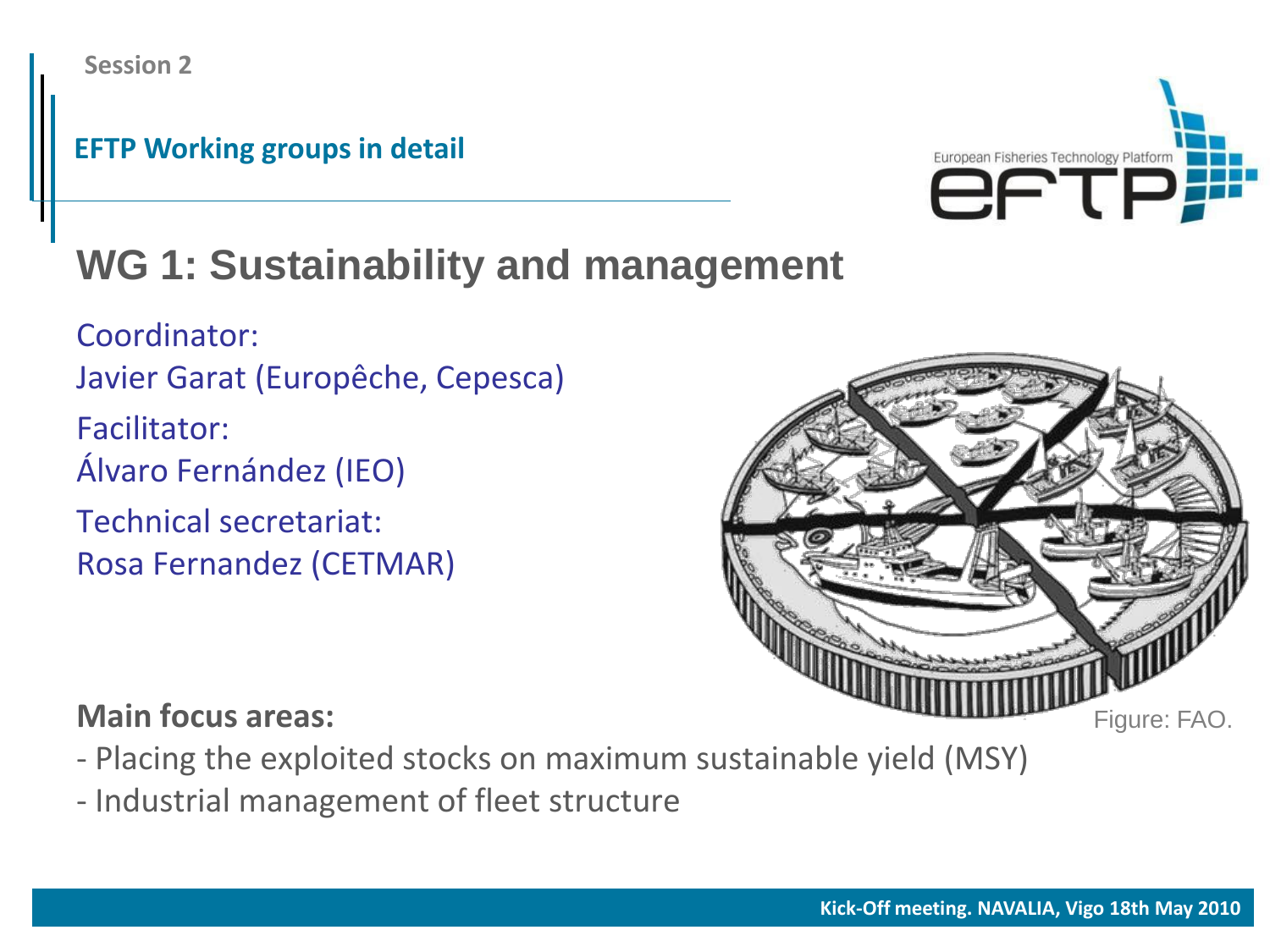Session 2

**EFTP Working groups in detail**

# WG 1: Sustainability and management

Coordinator:
Javier Garat (Europêche, Cepesca)

Facilitator:
Álvaro Fernández (IEO)

Technical secretariat:
Rosa Fernandez (CETMAR)

Figure: FAO.

**Main focus areas:**

- Placing the exploited stocks on maximum sustainable yield (MSY)
- Industrial management of fleet structure

Kick-Off meeting. NAVALIA, Vigo 18th May 2010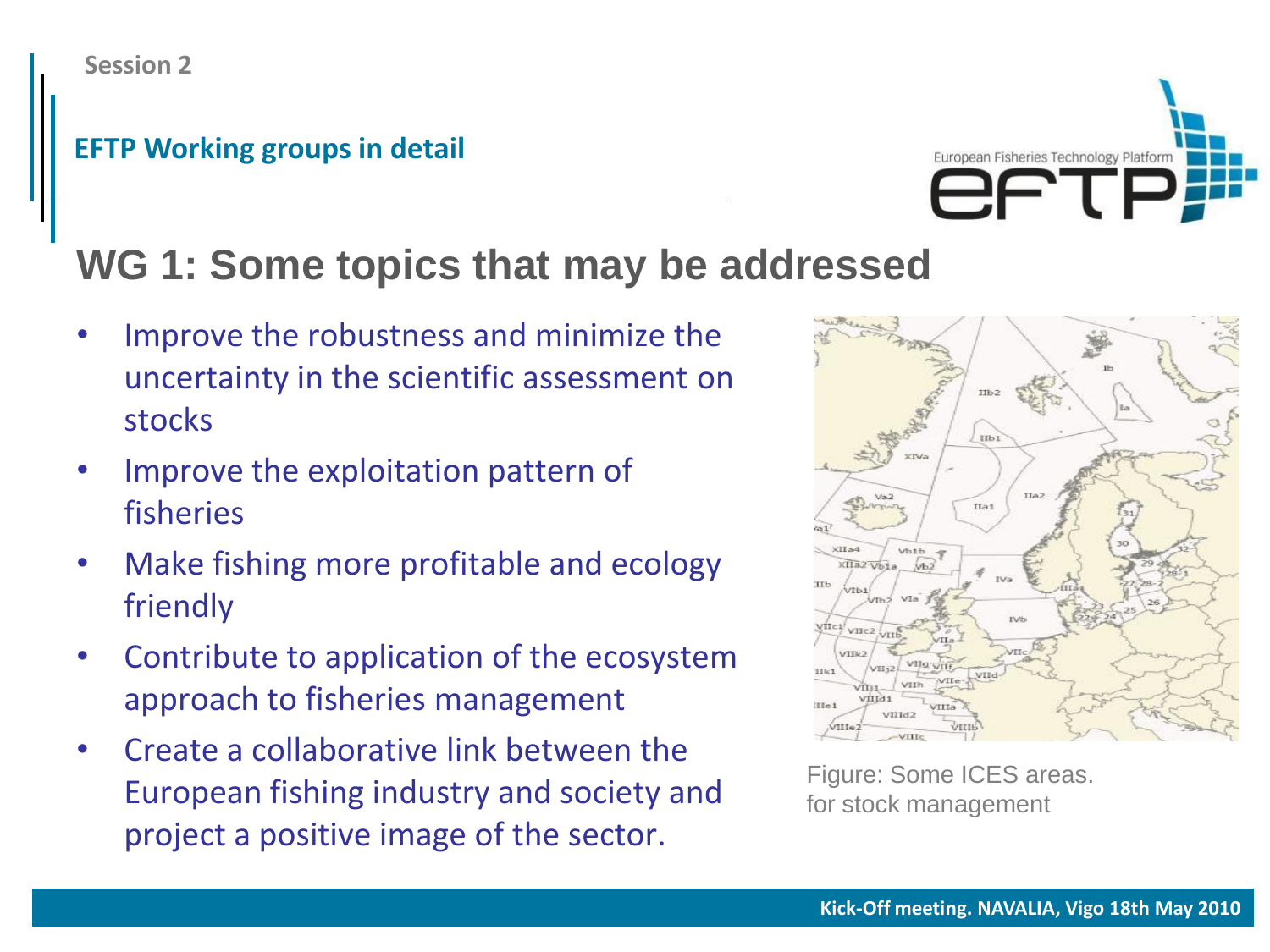Session 2

**EFTP Working groups in detail**

# WG 1: Some topics that may be addressed

- Improve the robustness and minimize the uncertainty in the scientific assessment on stocks
- Improve the exploitation pattern of fisheries
- Make fishing more profitable and ecology friendly
- Contribute to application of the ecosystem approach to fisheries management
- Create a collaborative link between the European fishing industry and society and project a positive image of the sector.

Figure: Some ICES areas. for stock management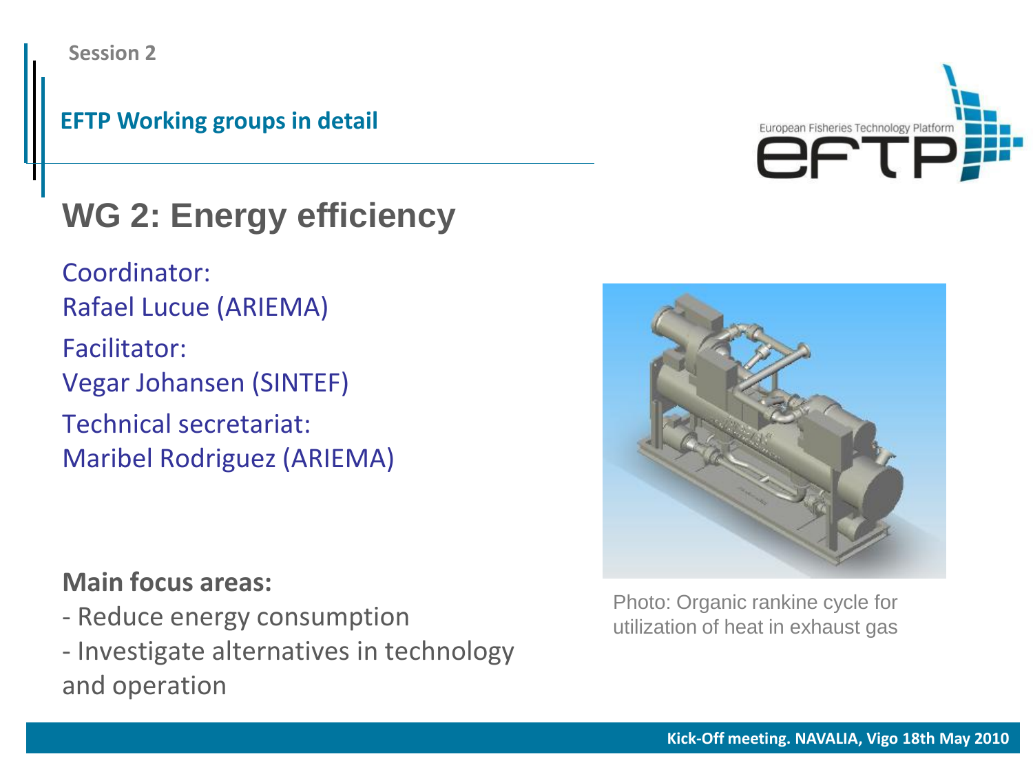Session 2

**EFTP Working groups in detail**

# WG 2: Energy efficiency

Coordinator:
Rafael Lucue (ARIEMA)

Facilitator:
Vegar Johansen (SINTEF)

Technical secretariat:
Maribel Rodriguez (ARIEMA)

Photo: Organic rankine cycle for utilization of heat in exhaust gas

**Main focus areas:**

- Reduce energy consumption
- Investigate alternatives in technology and operation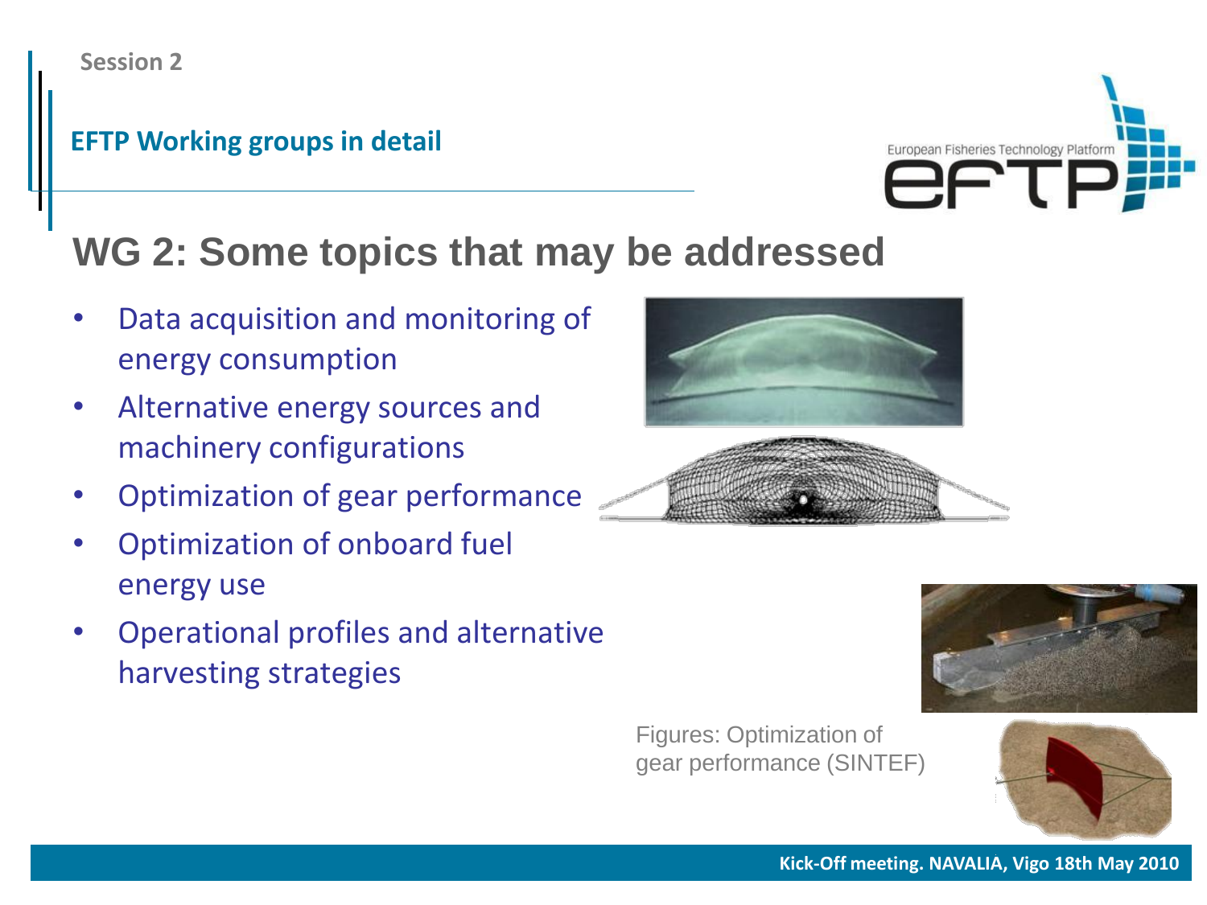Session 2

**EFTP Working groups in detail**

# WG 2: Some topics that may be addressed

- Data acquisition and monitoring of energy consumption
- Alternative energy sources and machinery configurations
- Optimization of gear performance
- Optimization of onboard fuel energy use
- Operational profiles and alternative harvesting strategies

Figures: Optimization of gear performance (SINTEF)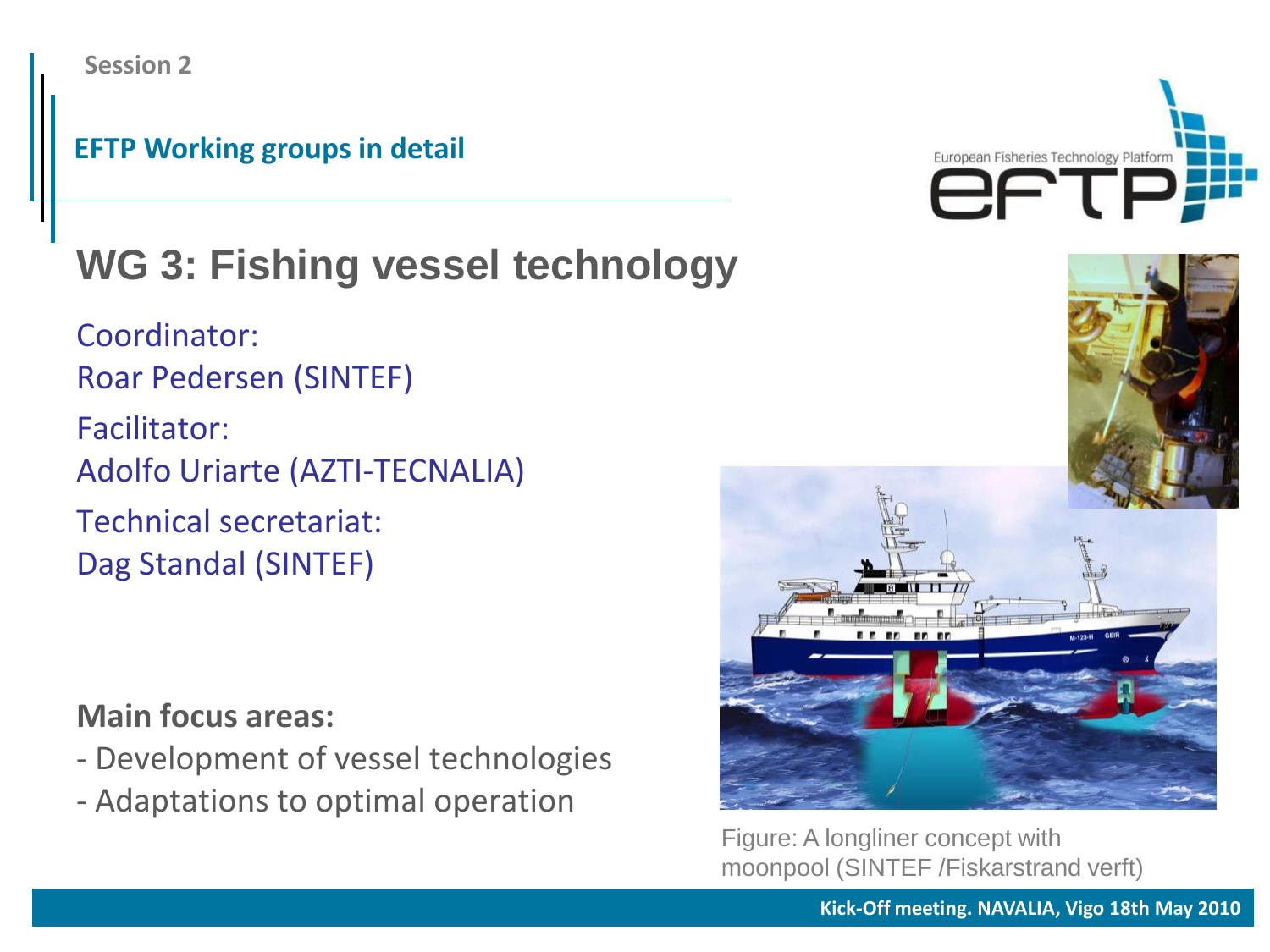Session 2

EFTP Working groups in detail

# WG 3: Fishing vessel technology

Coordinator:
Roar Pedersen (SINTEF)

Facilitator:
Adolfo Uriarte (AZTI-TECNALIA)

Technical secretariat:
Dag Standal (SINTEF)

**Main focus areas:**

- Development of vessel technologies
- Adaptations to optimal operation

Figure: A longliner concept with moonpool (SINTEF /Fiskarstrand verft)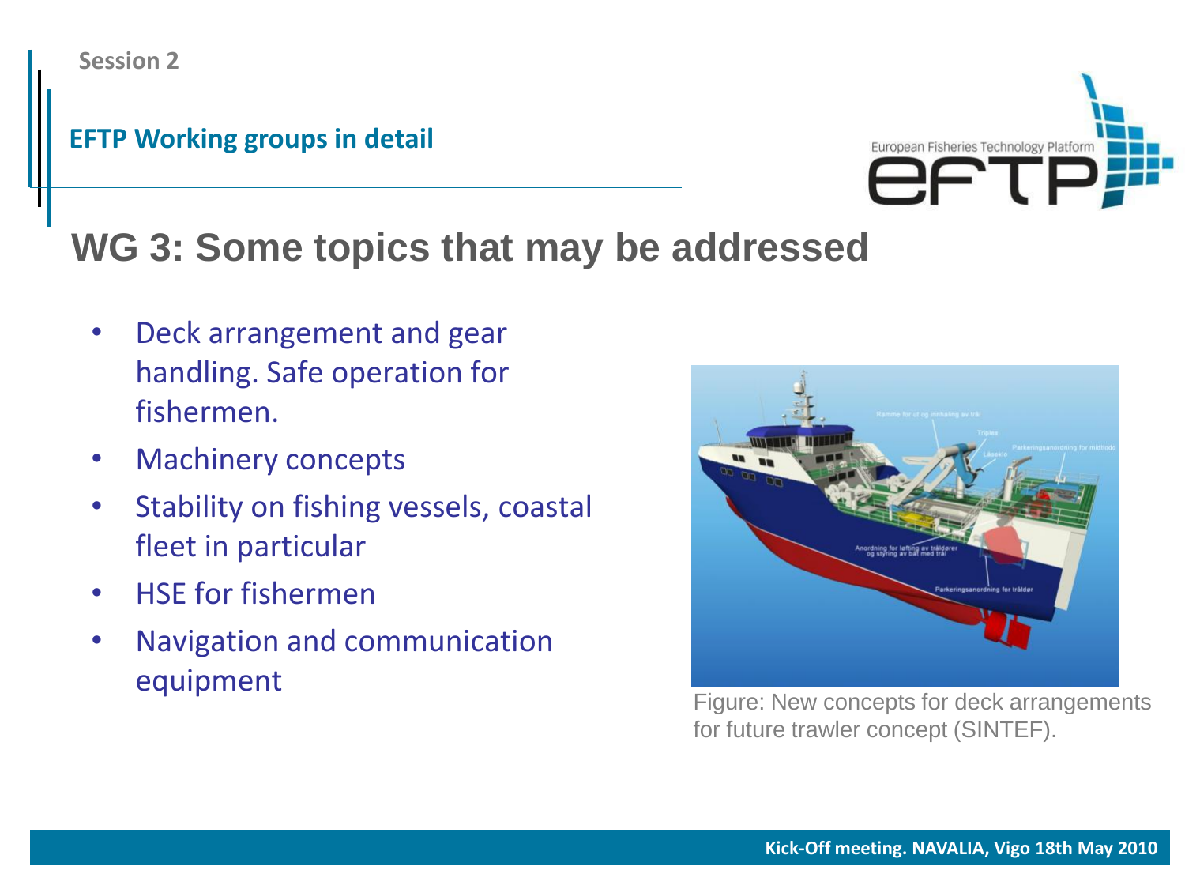Session 2

**EFTP Working groups in detail**

# WG 3: Some topics that may be addressed

- Deck arrangement and gear handling. Safe operation for fishermen.
- Machinery concepts
- Stability on fishing vessels, coastal fleet in particular
- HSE for fishermen
- Navigation and communication equipment

Figure: New concepts for deck arrangements for future trawler concept (SINTEF).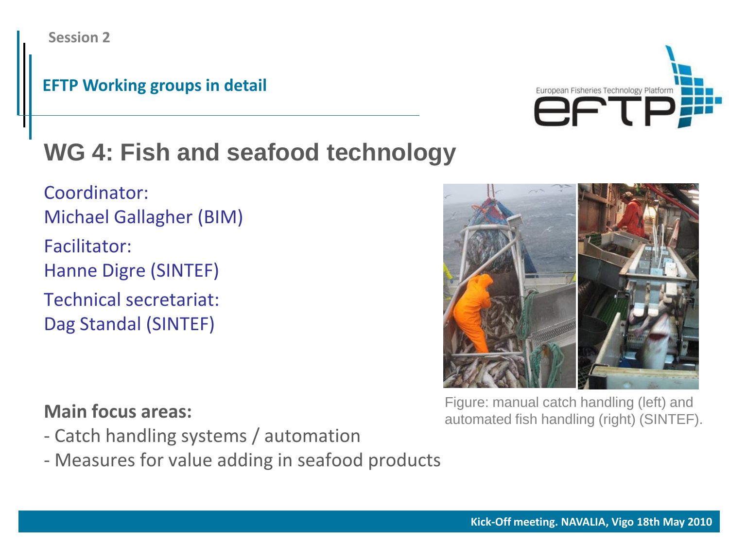Session 2

**EFTP Working groups in detail**

# WG 4: Fish and seafood technology

Coordinator:
Michael Gallagher (BIM)

Facilitator:
Hanne Digre (SINTEF)

Technical secretariat:
Dag Standal (SINTEF)

Figure: manual catch handling (left) and automated fish handling (right) (SINTEF).

**Main focus areas:**

- Catch handling systems / automation
- Measures for value adding in seafood products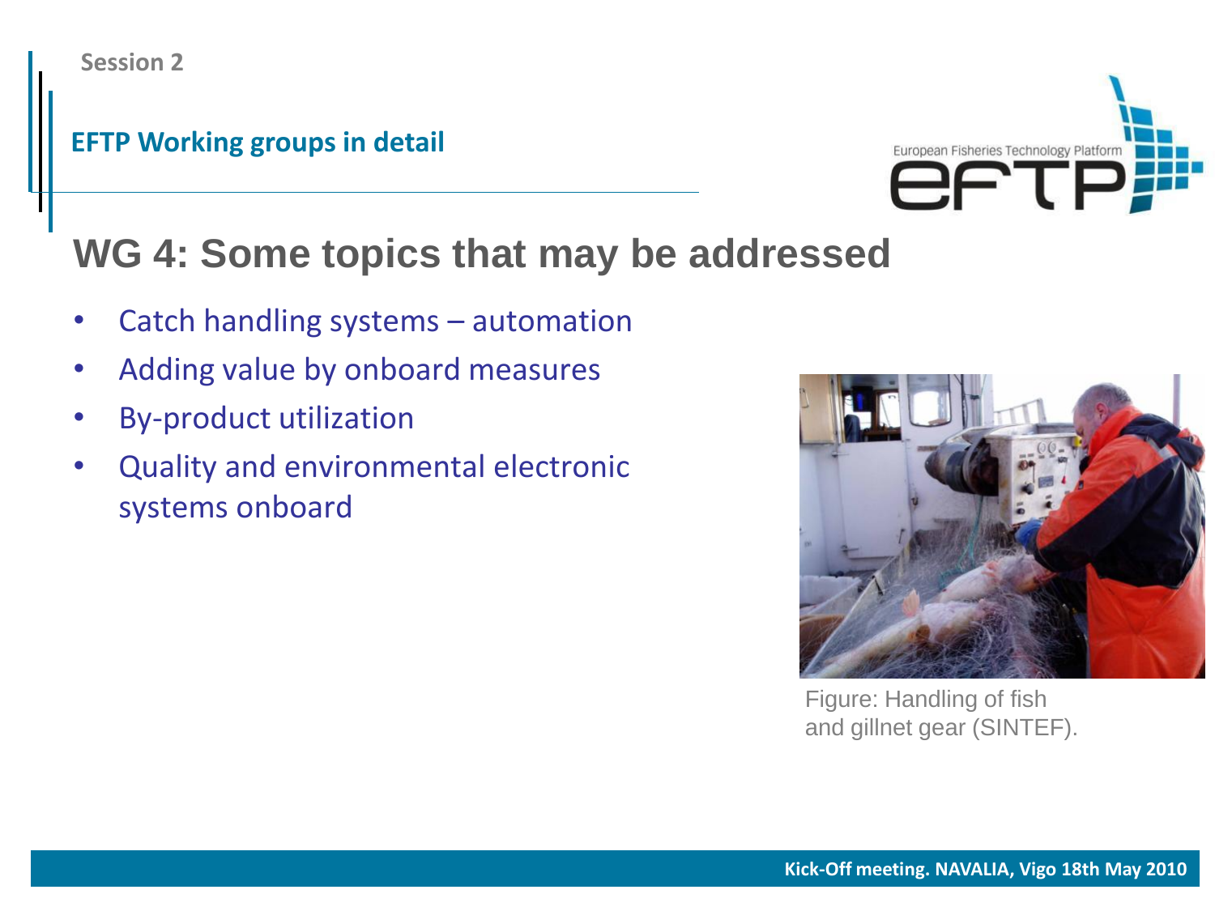Session 2

**EFTP Working groups in detail**

# WG 4: Some topics that may be addressed

- Catch handling systems – automation
- Adding value by onboard measures
- By-product utilization
- Quality and environmental electronic systems onboard

Figure: Handling of fish and gillnet gear (SINTEF).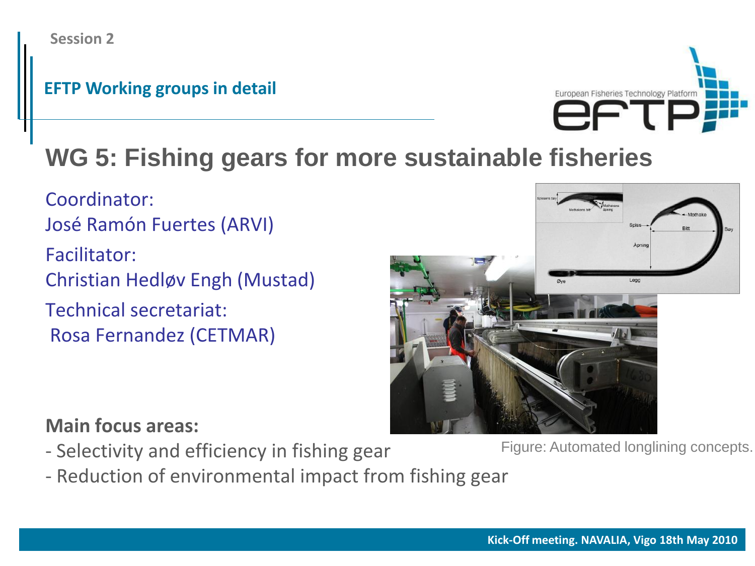Session 2

## EFTP Working groups in detail

# WG 5: Fishing gears for more sustainable fisheries

Coordinator:
José Ramón Fuertes (ARVI)

Facilitator:
Christian Hedløv Engh (Mustad)

Technical secretariat:
Rosa Fernandez (CETMAR)

**Main focus areas:**

- Selectivity and efficiency in fishing gear
- Reduction of environmental impact from fishing gear

Figure: Automated longlining concepts.

Kick-Off meeting. NAVALIA, Vigo 18th May 2010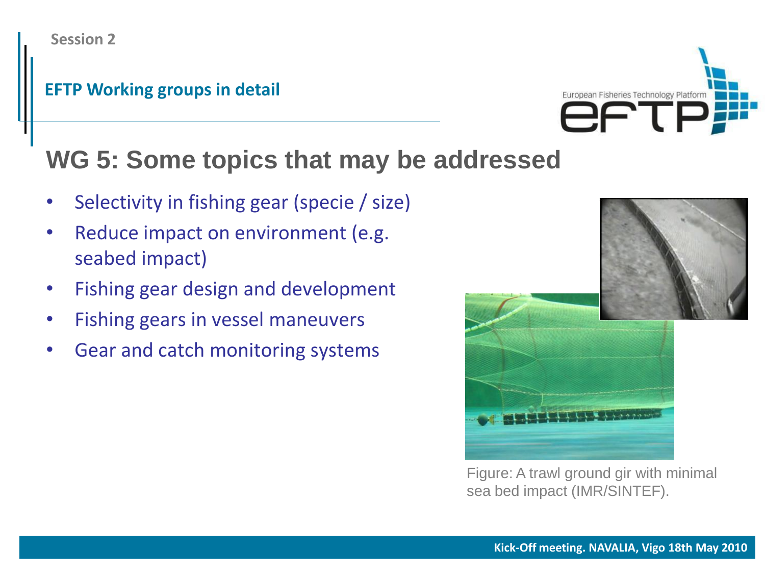Session 2

**EFTP Working groups in detail**

## WG 5: Some topics that may be addressed

- Selectivity in fishing gear (specie / size)
- Reduce impact on environment (e.g. seabed impact)
- Fishing gear design and development
- Fishing gears in vessel maneuvers
- Gear and catch monitoring systems

Figure: A trawl ground gir with minimal sea bed impact (IMR/SINTEF).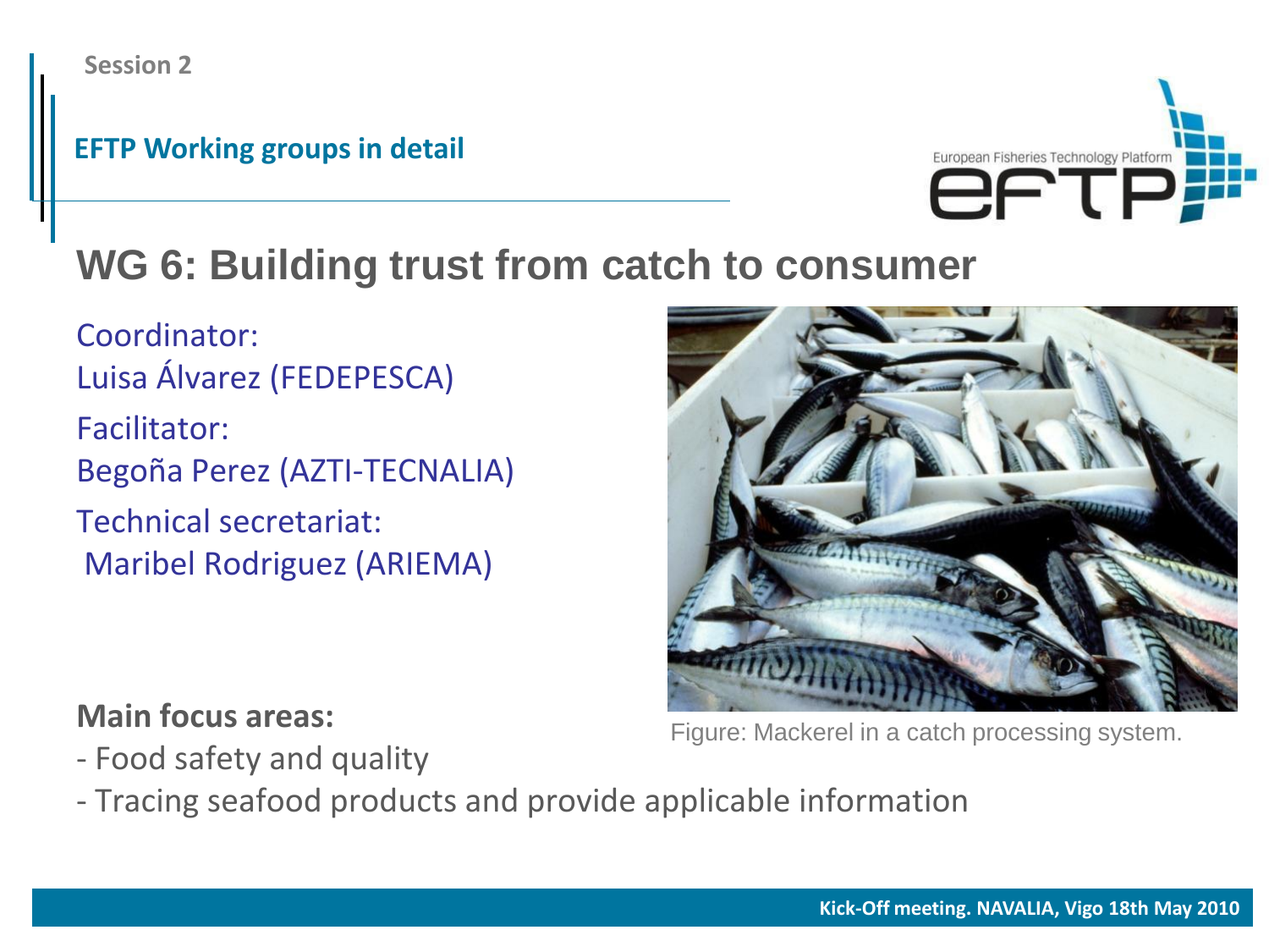Session 2

**EFTP Working groups in detail**

# WG 6: Building trust from catch to consumer

Coordinator:
Luisa Álvarez (FEDEPESCA)

Facilitator:
Begoña Perez (AZTI-TECNALIA)

Technical secretariat:
Maribel Rodriguez (ARIEMA)

Figure: Mackerel in a catch processing system.

**Main focus areas:**

- Food safety and quality
- Tracing seafood products and provide applicable information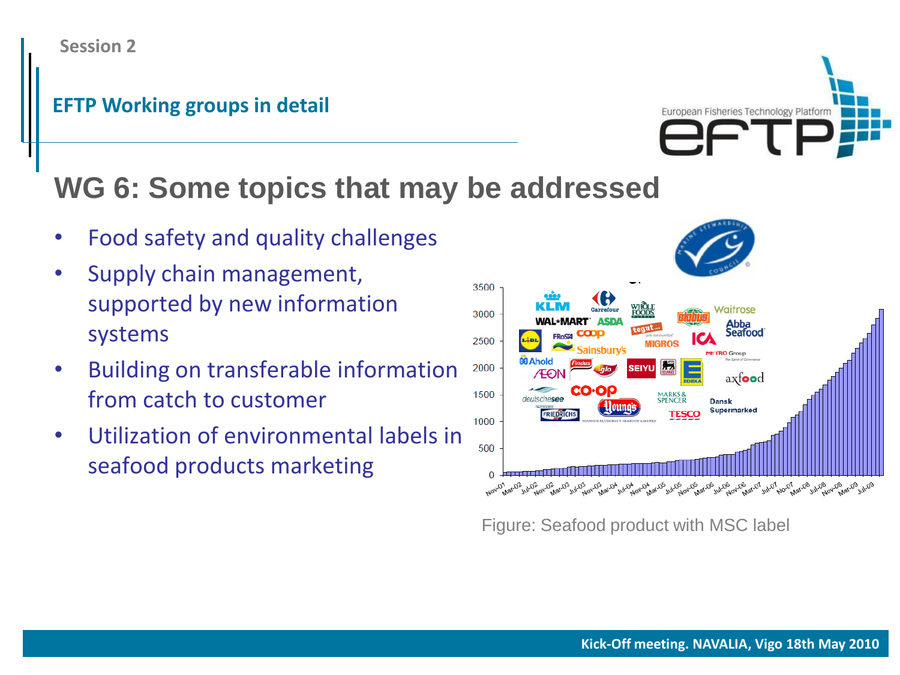Session 2

**EFTP Working groups in detail**

# WG 6: Some topics that may be addressed

- Food safety and quality challenges
- Supply chain management, supported by new information systems
- Building on transferable information from catch to customer
- Utilization of environmental labels in seafood products marketing

Figure: Seafood product with MSC label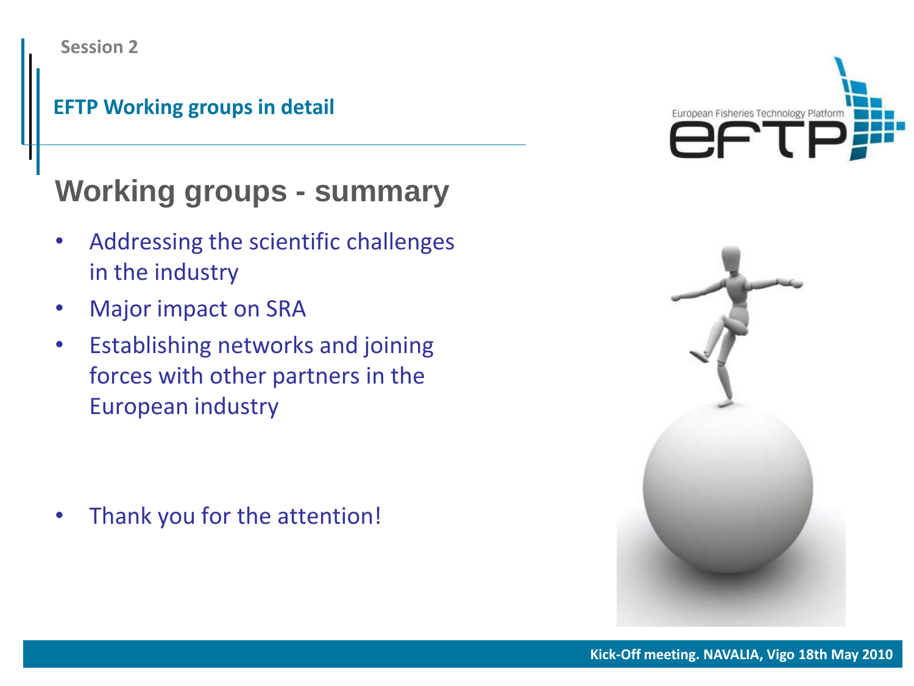Session 2

**EFTP Working groups in detail**

## Working groups - summary

- Addressing the scientific challenges in the industry
- Major impact on SRA
- Establishing networks and joining forces with other partners in the European industry

- Thank you for the attention!